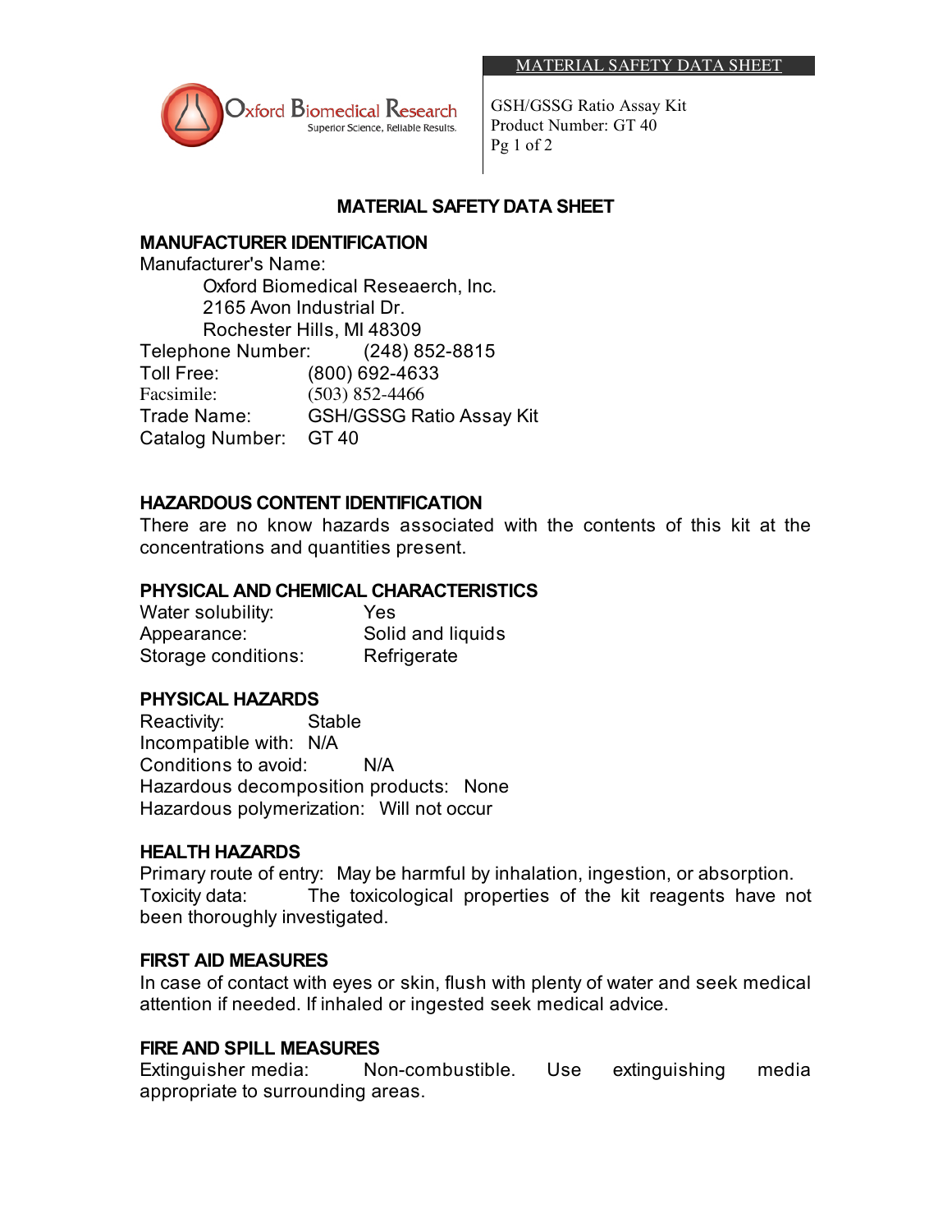# MATERIAL SAFETY DATA SHEET

## MANUFACTURER IDENTIFICATION

Manufacturer's Name:

Oxford Biomedical Reseaerch, Inc.
2165 Avon Industrial Dr.
Rochester Hills, MI 48309

Telephone Number: (248) 852-8815
Toll Free: (800) 692-4633
Facsimile: (503) 852-4466
Trade Name: GSH/GSSG Ratio Assay Kit
Catalog Number: GT 40

## HAZARDOUS CONTENT IDENTIFICATION

There are no know hazards associated with the contents of this kit at the concentrations and quantities present.

## PHYSICAL AND CHEMICAL CHARACTERISTICS

Water solubility: Yes
Appearance: Solid and liquids
Storage conditions: Refrigerate

## PHYSICAL HAZARDS

Reactivity: Stable
Incompatible with: N/A
Conditions to avoid: N/A
Hazardous decomposition products: None
Hazardous polymerization: Will not occur

## HEALTH HAZARDS

Primary route of entry: May be harmful by inhalation, ingestion, or absorption.
Toxicity data: The toxicological properties of the kit reagents have not been thoroughly investigated.

## FIRST AID MEASURES

In case of contact with eyes or skin, flush with plenty of water and seek medical attention if needed. If inhaled or ingested seek medical advice.

## FIRE AND SPILL MEASURES

Extinguisher media: Non-combustible. Use extinguishing media appropriate to surrounding areas.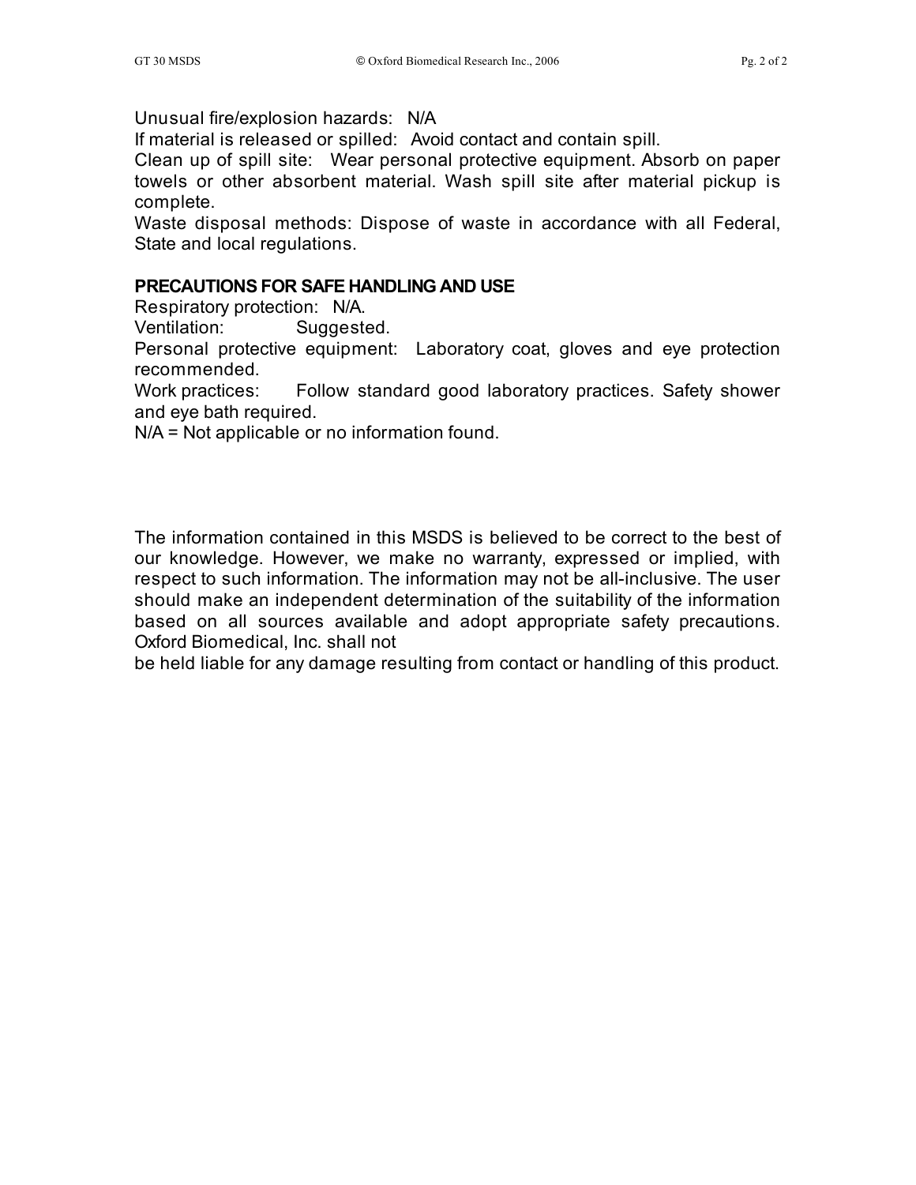Unusual fire/explosion hazards: N/A

If material is released or spilled: Avoid contact and contain spill.

Clean up of spill site: Wear personal protective equipment. Absorb on paper towels or other absorbent material. Wash spill site after material pickup is complete.

Waste disposal methods: Dispose of waste in accordance with all Federal, State and local regulations.

**PRECAUTIONS FOR SAFE HANDLING AND USE**

Respiratory protection: N/A.

Ventilation: Suggested.

Personal protective equipment: Laboratory coat, gloves and eye protection recommended.

Work practices: Follow standard good laboratory practices. Safety shower and eye bath required.

N/A = Not applicable or no information found.

The information contained in this MSDS is believed to be correct to the best of our knowledge. However, we make no warranty, expressed or implied, with respect to such information. The information may not be all-inclusive. The user should make an independent determination of the suitability of the information based on all sources available and adopt appropriate safety precautions. Oxford Biomedical, Inc. shall not be held liable for any damage resulting from contact or handling of this product.